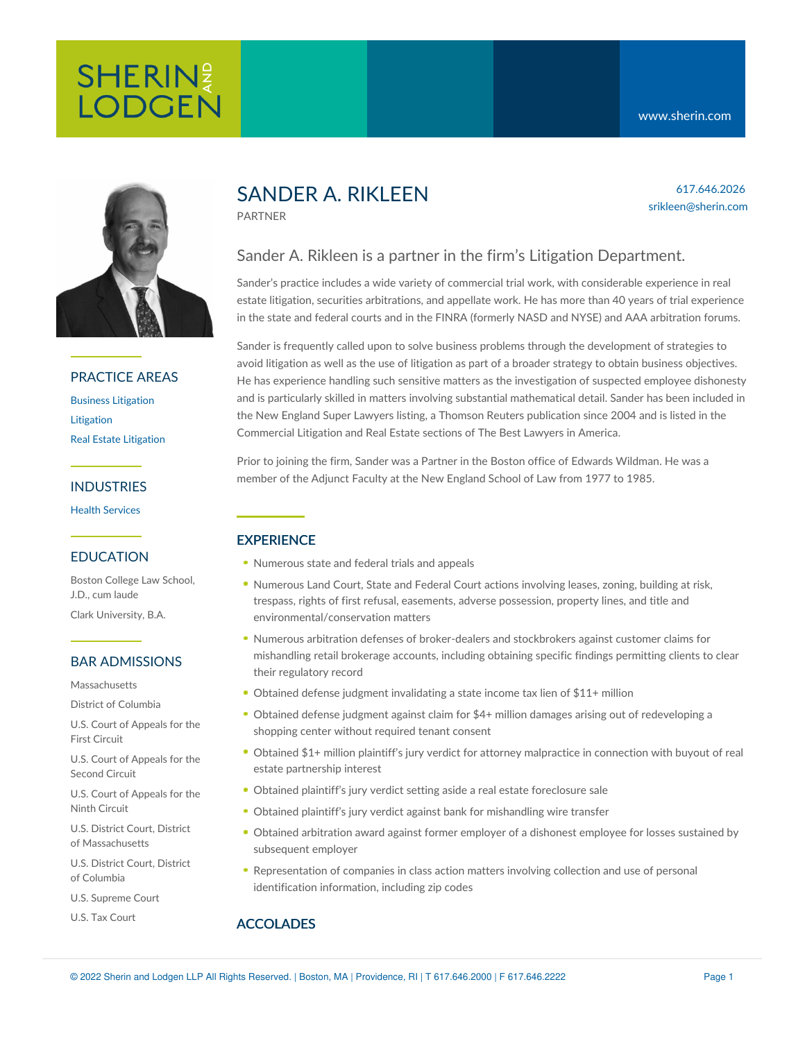# SANDER A. RIKLEEN

PARTNER

617.646.2026
srikleen@sherin.com

## Sander A. Rikleen is a partner in the firm's Litigation Department.

Sander's practice includes a wide variety of commercial trial work, with considerable experience in real estate litigation, securities arbitrations, and appellate work. He has more than 40 years of trial experience in the state and federal courts and in the FINRA (formerly NASD and NYSE) and AAA arbitration forums.

Sander is frequently called upon to solve business problems through the development of strategies to avoid litigation as well as the use of litigation as part of a broader strategy to obtain business objectives. He has experience handling such sensitive matters as the investigation of suspected employee dishonesty and is particularly skilled in matters involving substantial mathematical detail. Sander has been included in the New England Super Lawyers listing, a Thomson Reuters publication since 2004 and is listed in the Commercial Litigation and Real Estate sections of The Best Lawyers in America.

Prior to joining the firm, Sander was a Partner in the Boston office of Edwards Wildman. He was a member of the Adjunct Faculty at the New England School of Law from 1977 to 1985.

## PRACTICE AREAS

- Business Litigation
- Litigation
- Real Estate Litigation

## INDUSTRIES

- Health Services

## EDUCATION

Boston College Law School, J.D., cum laude

Clark University, B.A.

## BAR ADMISSIONS

- Massachusetts
- District of Columbia
- U.S. Court of Appeals for the First Circuit
- U.S. Court of Appeals for the Second Circuit
- U.S. Court of Appeals for the Ninth Circuit
- U.S. District Court, District of Massachusetts
- U.S. District Court, District of Columbia
- U.S. Supreme Court
- U.S. Tax Court

## EXPERIENCE

- Numerous state and federal trials and appeals
- Numerous Land Court, State and Federal Court actions involving leases, zoning, building at risk, trespass, rights of first refusal, easements, adverse possession, property lines, and title and environmental/conservation matters
- Numerous arbitration defenses of broker-dealers and stockbrokers against customer claims for mishandling retail brokerage accounts, including obtaining specific findings permitting clients to clear their regulatory record
- Obtained defense judgment invalidating a state income tax lien of $11+ million
- Obtained defense judgment against claim for $4+ million damages arising out of redeveloping a shopping center without required tenant consent
- Obtained $1+ million plaintiff's jury verdict for attorney malpractice in connection with buyout of real estate partnership interest
- Obtained plaintiff's jury verdict setting aside a real estate foreclosure sale
- Obtained plaintiff's jury verdict against bank for mishandling wire transfer
- Obtained arbitration award against former employer of a dishonest employee for losses sustained by subsequent employer
- Representation of companies in class action matters involving collection and use of personal identification information, including zip codes

## ACCOLADES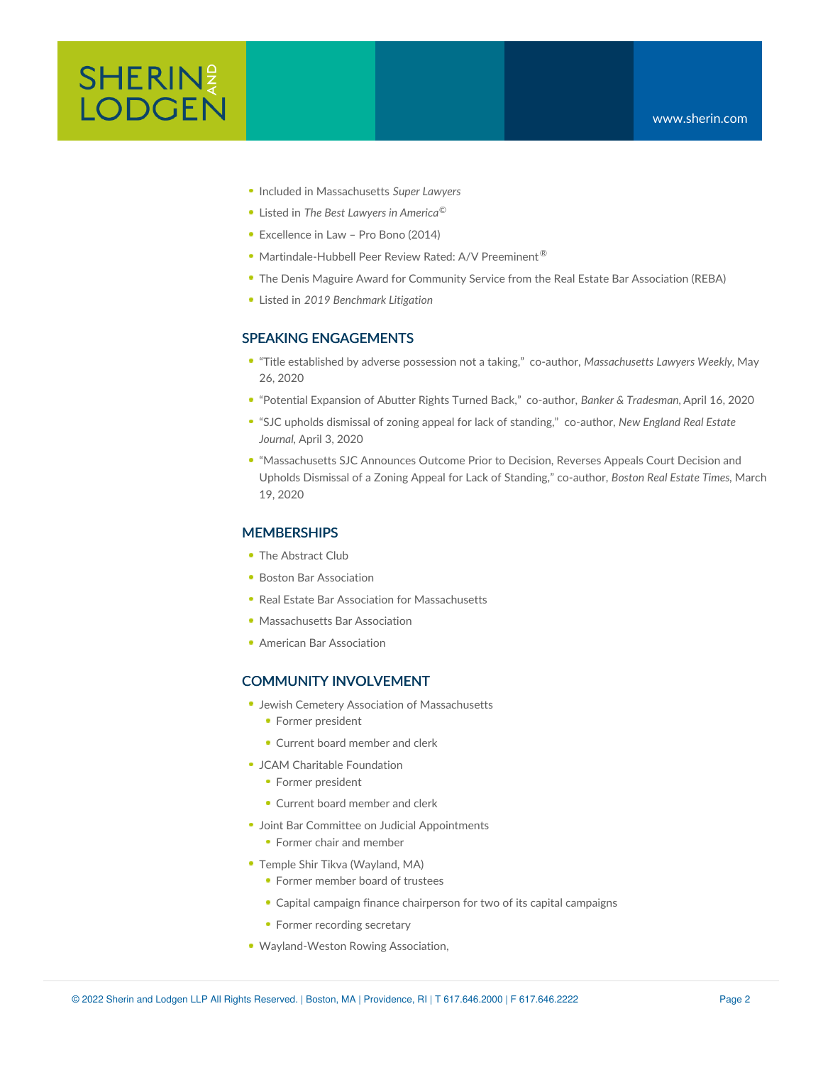- Included in Massachusetts *Super Lawyers*
- Listed in *The Best Lawyers in America*©
- Excellence in Law – Pro Bono (2014)
- Martindale-Hubbell Peer Review Rated: A/V Preeminent®
- The Denis Maguire Award for Community Service from the Real Estate Bar Association (REBA)
- Listed in *2019 Benchmark Litigation*

## SPEAKING ENGAGEMENTS

- "Title established by adverse possession not a taking," co-author, *Massachusetts Lawyers Weekly*, May 26, 2020
- "Potential Expansion of Abutter Rights Turned Back," co-author, *Banker & Tradesman*, April 16, 2020
- "SJC upholds dismissal of zoning appeal for lack of standing," co-author, *New England Real Estate Journal*, April 3, 2020
- "Massachusetts SJC Announces Outcome Prior to Decision, Reverses Appeals Court Decision and Upholds Dismissal of a Zoning Appeal for Lack of Standing," co-author, *Boston Real Estate Times*, March 19, 2020

## MEMBERSHIPS

- The Abstract Club
- Boston Bar Association
- Real Estate Bar Association for Massachusetts
- Massachusetts Bar Association
- American Bar Association

## COMMUNITY INVOLVEMENT

- Jewish Cemetery Association of Massachusetts
  - Former president
  - Current board member and clerk
- JCAM Charitable Foundation
  - Former president
  - Current board member and clerk
- Joint Bar Committee on Judicial Appointments
  - Former chair and member
- Temple Shir Tikva (Wayland, MA)
  - Former member board of trustees
  - Capital campaign finance chairperson for two of its capital campaigns
  - Former recording secretary
- Wayland-Weston Rowing Association,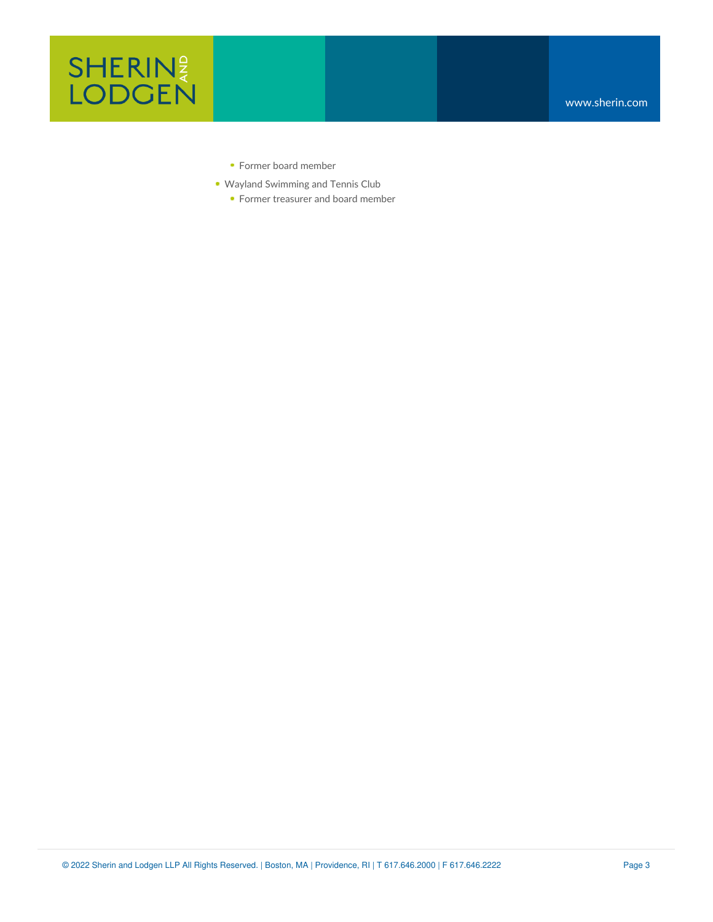- Former board member
- Wayland Swimming and Tennis Club
  - Former treasurer and board member